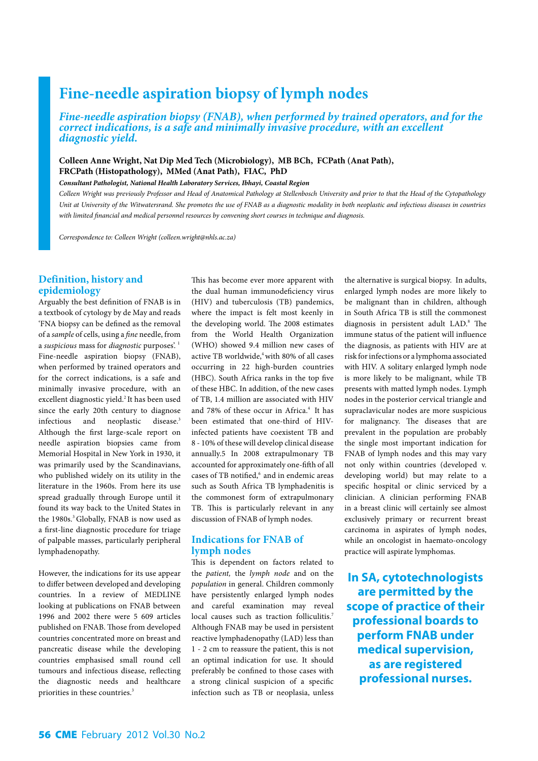# Fine-needle aspiration biopsy of lymph nodes

***Fine-needle aspiration biopsy (FNAB), when performed by trained operators, and for the correct indications, is a safe and minimally invasive procedure, with an excellent diagnostic yield.***

**Colleen Anne Wright, Nat Dip Med Tech (Microbiology), MB BCh, FCPath (Anat Path), FRCPath (Histopathology), MMed (Anat Path), FIAC, PhD**

***Consultant Pathologist, National Health Laboratory Services, Ibhayi, Coastal Region***

*Colleen Wright was previously Professor and Head of Anatomical Pathology at Stellenbosch University and prior to that the Head of the Cytopathology Unit at University of the Witwatersrand. She promotes the use of FNAB as a diagnostic modality in both neoplastic and infectious diseases in countries with limited financial and medical personnel resources by convening short courses in technique and diagnosis.*

*Correspondence to: Colleen Wright (colleen.wright@nhls.ac.za)*

## Definition, history and epidemiology

Arguably the best definition of FNAB is in a textbook of cytology by de May and reads 'FNA biopsy can be defined as the removal of a *sample* of cells, using a *fine* needle, from a *suspicious* mass for *diagnostic* purposes'.[1] Fine-needle aspiration biopsy (FNAB), when performed by trained operators and for the correct indications, is a safe and minimally invasive procedure, with an excellent diagnostic yield.[2] It has been used since the early 20th century to diagnose infectious and neoplastic disease.[3] Although the first large-scale report on needle aspiration biopsies came from Memorial Hospital in New York in 1930, it was primarily used by the Scandinavians, who published widely on its utility in the literature in the 1960s. From here its use spread gradually through Europe until it found its way back to the United States in the 1980s.[3] Globally, FNAB is now used as a first-line diagnostic procedure for triage of palpable masses, particularly peripheral lymphadenopathy.

However, the indications for its use appear to differ between developed and developing countries. In a review of MEDLINE looking at publications on FNAB between 1996 and 2002 there were 5 609 articles published on FNAB. Those from developed countries concentrated more on breast and pancreatic disease while the developing countries emphasised small round cell tumours and infectious disease, reflecting the diagnostic needs and healthcare priorities in these countries.[3]

This has become ever more apparent with the dual human immunodeficiency virus (HIV) and tuberculosis (TB) pandemics, where the impact is felt most keenly in the developing world. The 2008 estimates from the World Health Organization (WHO) showed 9.4 million new cases of active TB worldwide,[4] with 80% of all cases occurring in 22 high-burden countries (HBC). South Africa ranks in the top five of these HBC. In addition, of the new cases of TB, 1.4 million are associated with HIV and 78% of these occur in Africa.[4] It has been estimated that one-third of HIV-infected patients have coexistent TB and 8 - 10% of these will develop clinical disease annually.5 In 2008 extrapulmonary TB accounted for approximately one-fifth of all cases of TB notified,[6] and in endemic areas such as South Africa TB lymphadenitis is the commonest form of extrapulmonary TB. This is particularly relevant in any discussion of FNAB of lymph nodes.

## Indications for FNAB of lymph nodes

This is dependent on factors related to the *patient,* the *lymph node* and on the *population* in general. Children commonly have persistently enlarged lymph nodes and careful examination may reveal local causes such as traction folliculitis.[7] Although FNAB may be used in persistent reactive lymphadenopathy (LAD) less than 1 - 2 cm to reassure the patient, this is not an optimal indication for use. It should preferably be confined to those cases with a strong clinical suspicion of a specific infection such as TB or neoplasia, unless the alternative is surgical biopsy. In adults, enlarged lymph nodes are more likely to be malignant than in children, although in South Africa TB is still the commonest diagnosis in persistent adult LAD.[8] The immune status of the patient will influence the diagnosis, as patients with HIV are at risk for infections or a lymphoma associated with HIV. A solitary enlarged lymph node is more likely to be malignant, while TB presents with matted lymph nodes. Lymph nodes in the posterior cervical triangle and supraclavicular nodes are more suspicious for malignancy. The diseases that are prevalent in the population are probably the single most important indication for FNAB of lymph nodes and this may vary not only within countries (developed v. developing world) but may relate to a specific hospital or clinic serviced by a clinician. A clinician performing FNAB in a breast clinic will certainly see almost exclusively primary or recurrent breast carcinoma in aspirates of lymph nodes, while an oncologist in haemato-oncology practice will aspirate lymphomas.

**In SA, cytotechnologists are permitted by the scope of practice of their professional boards to perform FNAB under medical supervision, as are registered professional nurses.**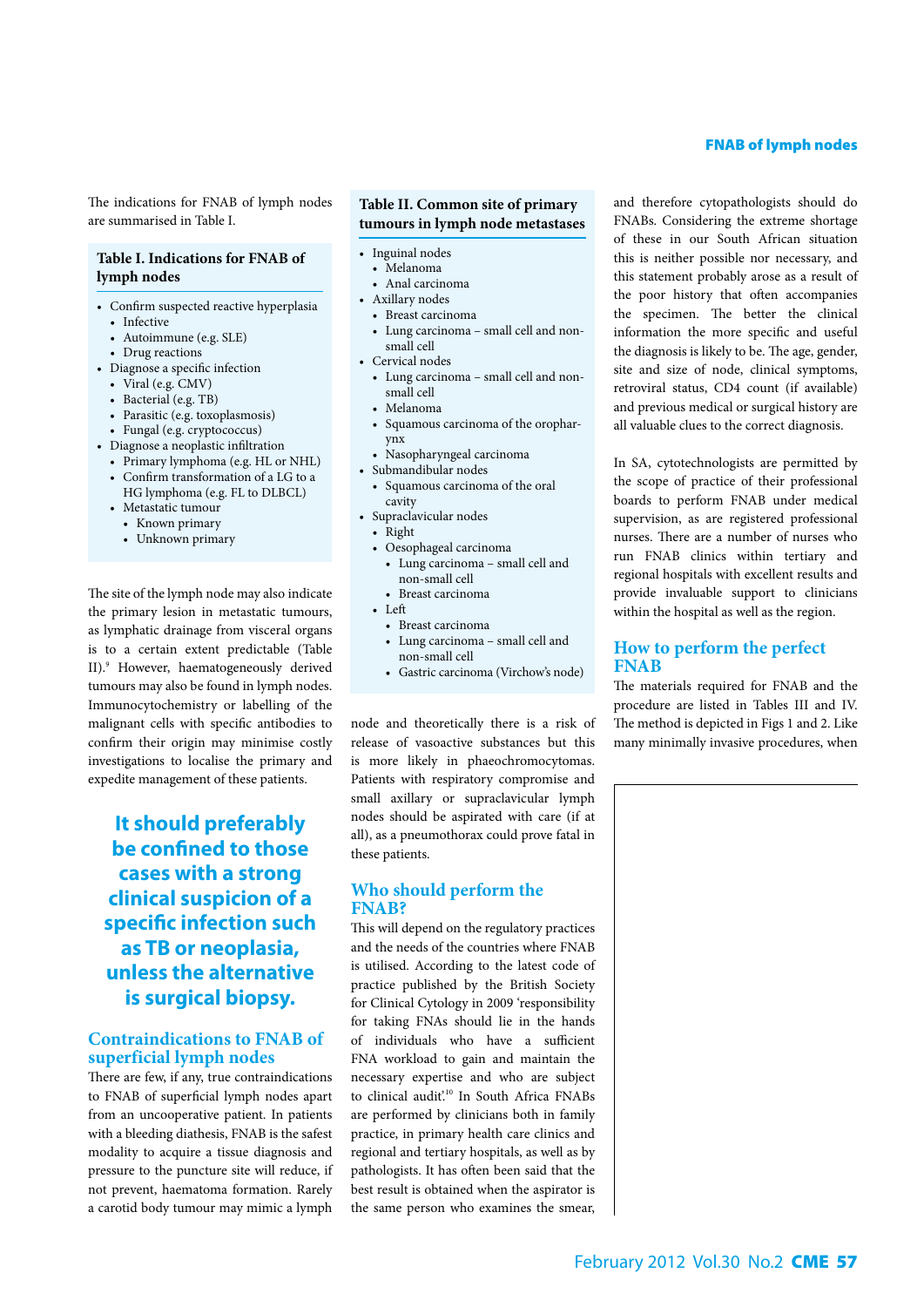The indications for FNAB of lymph nodes are summarised in Table I.

**Table I. Indications for FNAB of lymph nodes**

- Confirm suspected reactive hyperplasia
  - Infective
  - Autoimmune (e.g. SLE)
  - Drug reactions
- Diagnose a specific infection
  - Viral (e.g. CMV)
  - Bacterial (e.g. TB)
  - Parasitic (e.g. toxoplasmosis)
  - Fungal (e.g. cryptococcus)
- Diagnose a neoplastic infiltration
  - Primary lymphoma (e.g. HL or NHL)
  - Confirm transformation of a LG to a HG lymphoma (e.g. FL to DLBCL)
  - Metastatic tumour
    - Known primary
    - Unknown primary

The site of the lymph node may also indicate the primary lesion in metastatic tumours, as lymphatic drainage from visceral organs is to a certain extent predictable (Table II).[9] However, haematogeneously derived tumours may also be found in lymph nodes. Immunocytochemistry or labelling of the malignant cells with specific antibodies to confirm their origin may minimise costly investigations to localise the primary and expedite management of these patients.

**It should preferably be confined to those cases with a strong clinical suspicion of a specific infection such as TB or neoplasia, unless the alternative is surgical biopsy.**

## Contraindications to FNAB of superficial lymph nodes

There are few, if any, true contraindications to FNAB of superficial lymph nodes apart from an uncooperative patient. In patients with a bleeding diathesis, FNAB is the safest modality to acquire a tissue diagnosis and pressure to the puncture site will reduce, if not prevent, haematoma formation. Rarely a carotid body tumour may mimic a lymph node and theoretically there is a risk of release of vasoactive substances but this is more likely in phaeochromocytomas. Patients with respiratory compromise and small axillary or supraclavicular lymph nodes should be aspirated with care (if at all), as a pneumothorax could prove fatal in these patients.

**Table II. Common site of primary tumours in lymph node metastases**

- Inguinal nodes
  - Melanoma
  - Anal carcinoma
- Axillary nodes
  - Breast carcinoma
  - Lung carcinoma – small cell and non-small cell
- Cervical nodes
  - Lung carcinoma – small cell and non-small cell
  - Melanoma
  - Squamous carcinoma of the oropharynx
  - Nasopharyngeal carcinoma
- Submandibular nodes
  - Squamous carcinoma of the oral cavity
- Supraclavicular nodes
  - Right
  - Oesophageal carcinoma
    - Lung carcinoma – small cell and non-small cell
    - Breast carcinoma
  - Left
    - Breast carcinoma
    - Lung carcinoma – small cell and non-small cell
    - Gastric carcinoma (Virchow's node)

## Who should perform the FNAB?

This will depend on the regulatory practices and the needs of the countries where FNAB is utilised. According to the latest code of practice published by the British Society for Clinical Cytology in 2009 'responsibility for taking FNAs should lie in the hands of individuals who have a sufficient FNA workload to gain and maintain the necessary expertise and who are subject to clinical audit'.[10] In South Africa FNABs are performed by clinicians both in family practice, in primary health care clinics and regional and tertiary hospitals, as well as by pathologists. It has often been said that the best result is obtained when the aspirator is the same person who examines the smear, and therefore cytopathologists should do FNABs. Considering the extreme shortage of these in our South African situation this is neither possible nor necessary, and this statement probably arose as a result of the poor history that often accompanies the specimen. The better the clinical information the more specific and useful the diagnosis is likely to be. The age, gender, site and size of node, clinical symptoms, retroviral status, CD4 count (if available) and previous medical or surgical history are all valuable clues to the correct diagnosis.

In SA, cytotechnologists are permitted by the scope of practice of their professional boards to perform FNAB under medical supervision, as are registered professional nurses. There are a number of nurses who run FNAB clinics within tertiary and regional hospitals with excellent results and provide invaluable support to clinicians within the hospital as well as the region.

## How to perform the perfect FNAB

The materials required for FNAB and the procedure are listed in Tables III and IV. The method is depicted in Figs 1 and 2. Like many minimally invasive procedures, when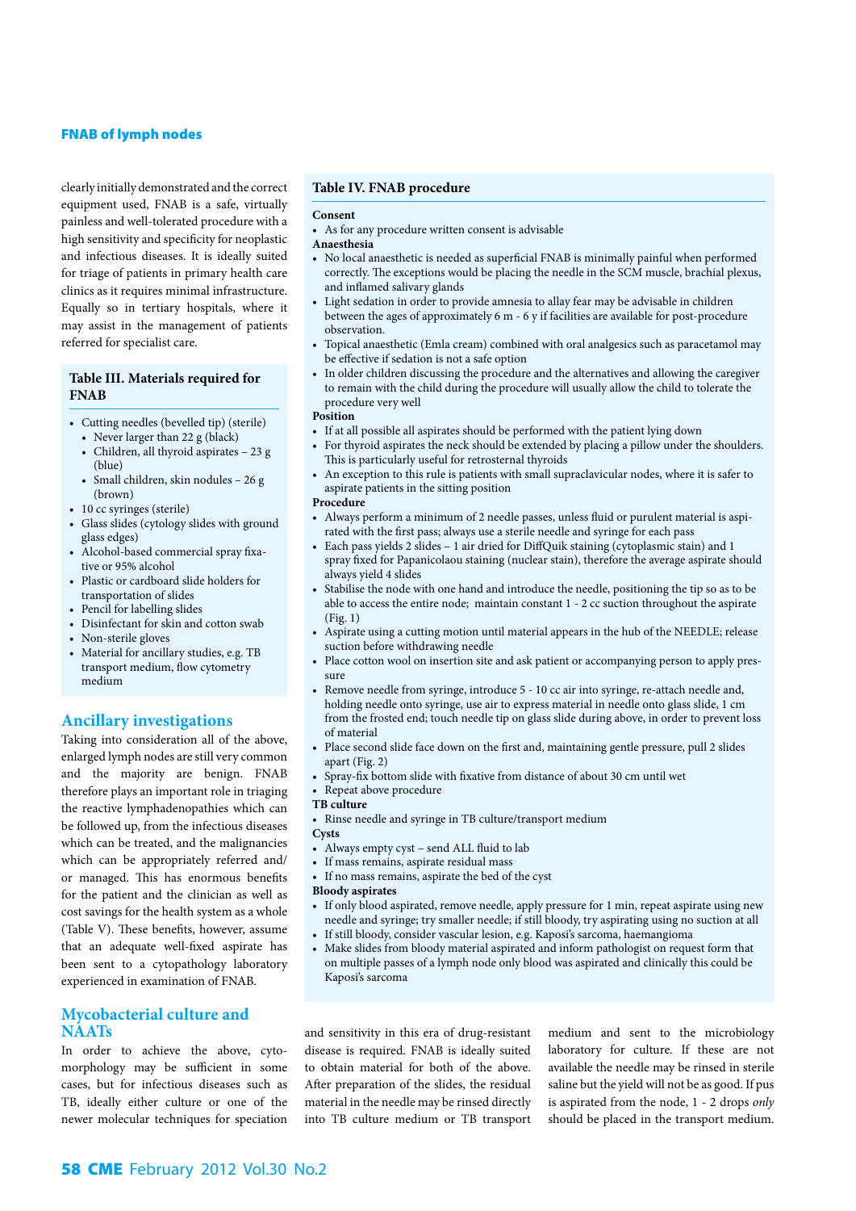clearly initially demonstrated and the correct equipment used, FNAB is a safe, virtually painless and well-tolerated procedure with a high sensitivity and specificity for neoplastic and infectious diseases. It is ideally suited for triage of patients in primary health care clinics as it requires minimal infrastructure. Equally so in tertiary hospitals, where it may assist in the management of patients referred for specialist care.

**Table III. Materials required for FNAB**

- Cutting needles (bevelled tip) (sterile)
  - Never larger than 22 g (black)
  - Children, all thyroid aspirates – 23 g (blue)
  - Small children, skin nodules – 26 g (brown)
- 10 cc syringes (sterile)
- Glass slides (cytology slides with ground glass edges)
- Alcohol-based commercial spray fixative or 95% alcohol
- Plastic or cardboard slide holders for transportation of slides
- Pencil for labelling slides
- Disinfectant for skin and cotton swab
- Non-sterile gloves
- Material for ancillary studies, e.g. TB transport medium, flow cytometry medium

**Table IV. FNAB procedure**

**Consent**
- As for any procedure written consent is advisable

**Anaesthesia**
- No local anaesthetic is needed as superficial FNAB is minimally painful when performed correctly. The exceptions would be placing the needle in the SCM muscle, brachial plexus, and inflamed salivary glands
- Light sedation in order to provide amnesia to allay fear may be advisable in children between the ages of approximately 6 m - 6 y if facilities are available for post-procedure observation.
- Topical anaesthetic (Emla cream) combined with oral analgesics such as paracetamol may be effective if sedation is not a safe option
- In older children discussing the procedure and the alternatives and allowing the caregiver to remain with the child during the procedure will usually allow the child to tolerate the procedure very well

**Position**
- If at all possible all aspirates should be performed with the patient lying down
- For thyroid aspirates the neck should be extended by placing a pillow under the shoulders. This is particularly useful for retrosternal thyroids
- An exception to this rule is patients with small supraclavicular nodes, where it is safer to aspirate patients in the sitting position

**Procedure**
- Always perform a minimum of 2 needle passes, unless fluid or purulent material is aspirated with the first pass; always use a sterile needle and syringe for each pass
- Each pass yields 2 slides – 1 air dried for DiffQuik staining (cytoplasmic stain) and 1 spray fixed for Papanicolaou staining (nuclear stain), therefore the average aspirate should always yield 4 slides
- Stabilise the node with one hand and introduce the needle, positioning the tip so as to be able to access the entire node; maintain constant 1 - 2 cc suction throughout the aspirate (Fig. 1)
- Aspirate using a cutting motion until material appears in the hub of the NEEDLE; release suction before withdrawing needle
- Place cotton wool on insertion site and ask patient or accompanying person to apply pressure
- Remove needle from syringe, introduce 5 - 10 cc air into syringe, re-attach needle and, holding needle onto syringe, use air to express material in needle onto glass slide, 1 cm from the frosted end; touch needle tip on glass slide during above, in order to prevent loss of material
- Place second slide face down on the first and, maintaining gentle pressure, pull 2 slides apart (Fig. 2)
- Spray-fix bottom slide with fixative from distance of about 30 cm until wet
- Repeat above procedure

**TB culture**
- Rinse needle and syringe in TB culture/transport medium

**Cysts**
- Always empty cyst – send ALL fluid to lab
- If mass remains, aspirate residual mass
- If no mass remains, aspirate the bed of the cyst

**Bloody aspirates**
- If only blood aspirated, remove needle, apply pressure for 1 min, repeat aspirate using new needle and syringe; try smaller needle; if still bloody, try aspirating using no suction at all
- If still bloody, consider vascular lesion, e.g. Kaposi's sarcoma, haemangioma
- Make slides from bloody material aspirated and inform pathologist on request form that on multiple passes of a lymph node only blood was aspirated and clinically this could be Kaposi's sarcoma

## Ancillary investigations

Taking into consideration all of the above, enlarged lymph nodes are still very common and the majority are benign. FNAB therefore plays an important role in triaging the reactive lymphadenopathies which can be followed up, from the infectious diseases which can be treated, and the malignancies which can be appropriately referred and/or managed. This has enormous benefits for the patient and the clinician as well as cost savings for the health system as a whole (Table V). These benefits, however, assume that an adequate well-fixed aspirate has been sent to a cytopathology laboratory experienced in examination of FNAB.

## Mycobacterial culture and NAATs

In order to achieve the above, cytomorphology may be sufficient in some cases, but for infectious diseases such as TB, ideally either culture or one of the newer molecular techniques for speciation and sensitivity in this era of drug-resistant disease is required. FNAB is ideally suited to obtain material for both of the above. After preparation of the slides, the residual material in the needle may be rinsed directly into TB culture medium or TB transport medium and sent to the microbiology laboratory for culture. If these are not available the needle may be rinsed in sterile saline but the yield will not be as good. If pus is aspirated from the node, 1 - 2 drops *only* should be placed in the transport medium.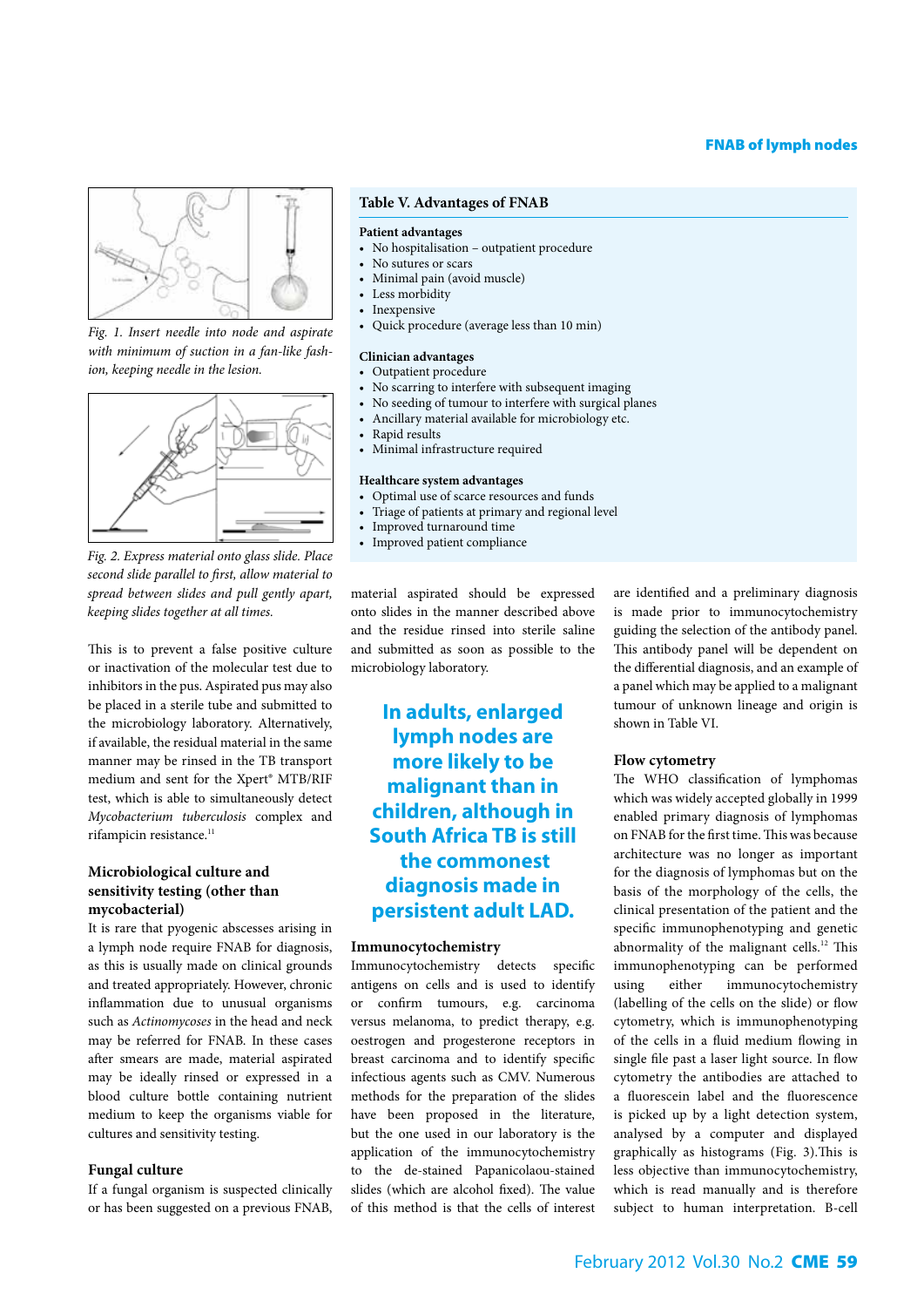Fig. 1. Insert needle into node and aspirate with minimum of suction in a fan-like fashion, keeping needle in the lesion.

Fig. 2. Express material onto glass slide. Place second slide parallel to first, allow material to spread between slides and pull gently apart, keeping slides together at all times.

This is to prevent a false positive culture or inactivation of the molecular test due to inhibitors in the pus. Aspirated pus may also be placed in a sterile tube and submitted to the microbiology laboratory. Alternatively, if available, the residual material in the same manner may be rinsed in the TB transport medium and sent for the Xpert® MTB/RIF test, which is able to simultaneously detect *Mycobacterium tuberculosis* complex and rifampicin resistance.[11]

### Microbiological culture and sensitivity testing (other than mycobacterial)

It is rare that pyogenic abscesses arising in a lymph node require FNAB for diagnosis, as this is usually made on clinical grounds and treated appropriately. However, chronic inflammation due to unusual organisms such as *Actinomycoses* in the head and neck may be referred for FNAB. In these cases after smears are made, material aspirated may be ideally rinsed or expressed in a blood culture bottle containing nutrient medium to keep the organisms viable for cultures and sensitivity testing.

### Fungal culture

If a fungal organism is suspected clinically or has been suggested on a previous FNAB, material aspirated should be expressed onto slides in the manner described above and the residue rinsed into sterile saline and submitted as soon as possible to the microbiology laboratory.

**Table V. Advantages of FNAB**

**Patient advantages**
- No hospitalisation – outpatient procedure
- No sutures or scars
- Minimal pain (avoid muscle)
- Less morbidity
- Inexpensive
- Quick procedure (average less than 10 min)

**Clinician advantages**
- Outpatient procedure
- No scarring to interfere with subsequent imaging
- No seeding of tumour to interfere with surgical planes
- Ancillary material available for microbiology etc.
- Rapid results
- Minimal infrastructure required

**Healthcare system advantages**
- Optimal use of scarce resources and funds
- Triage of patients at primary and regional level
- Improved turnaround time
- Improved patient compliance

> **In adults, enlarged lymph nodes are more likely to be malignant than in children, although in South Africa TB is still the commonest diagnosis made in persistent adult LAD.**

### Immunocytochemistry

Immunocytochemistry detects specific antigens on cells and is used to identify or confirm tumours, e.g. carcinoma versus melanoma, to predict therapy, e.g. oestrogen and progesterone receptors in breast carcinoma and to identify specific infectious agents such as CMV. Numerous methods for the preparation of the slides have been proposed in the literature, but the one used in our laboratory is the application of the immunocytochemistry to the de-stained Papanicolaou-stained slides (which are alcohol fixed). The value of this method is that the cells of interest are identified and a preliminary diagnosis is made prior to immunocytochemistry guiding the selection of the antibody panel. This antibody panel will be dependent on the differential diagnosis, and an example of a panel which may be applied to a malignant tumour of unknown lineage and origin is shown in Table VI.

### Flow cytometry

The WHO classification of lymphomas which was widely accepted globally in 1999 enabled primary diagnosis of lymphomas on FNAB for the first time. This was because architecture was no longer as important for the diagnosis of lymphomas but on the basis of the morphology of the cells, the clinical presentation of the patient and the specific immunophenotyping and genetic abnormality of the malignant cells.[12] This immunophenotyping can be performed using either immunocytochemistry (labelling of the cells on the slide) or flow cytometry, which is immunophenotyping of the cells in a fluid medium flowing in single file past a laser light source. In flow cytometry the antibodies are attached to a fluorescein label and the fluorescence is picked up by a light detection system, analysed by a computer and displayed graphically as histograms (Fig. 3).This is less objective than immunocytochemistry, which is read manually and is therefore subject to human interpretation. B-cell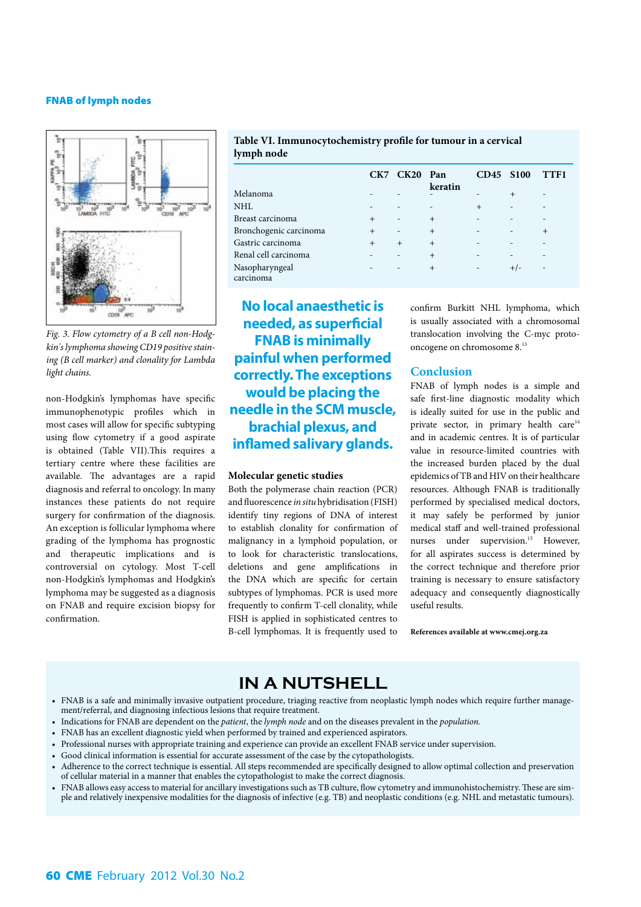Fig. 3. Flow cytometry of a B cell non-Hodgkin's lymphoma showing CD19 positive staining (B cell marker) and clonality for Lambda light chains.

non-Hodgkin's lymphomas have specific immunophenotypic profiles which in most cases will allow for specific subtyping using flow cytometry if a good aspirate is obtained (Table VII).This requires a tertiary centre where these facilities are available. The advantages are a rapid diagnosis and referral to oncology. In many instances these patients do not require surgery for confirmation of the diagnosis. An exception is follicular lymphoma where grading of the lymphoma has prognostic and therapeutic implications and is controversial on cytology. Most T-cell non-Hodgkin's lymphomas and Hodgkin's lymphoma may be suggested as a diagnosis on FNAB and require excision biopsy for confirmation.

**Table VI. Immunocytochemistry profile for tumour in a cervical lymph node**

| | CK7 | CK20 | Pan keratin | CD45 | S100 | TTF1 |
|---|---|---|---|---|---|---|
| Melanoma | - | - | - | - | + | - |
| NHL | - | - | - | + | - | - |
| Breast carcinoma | + | - | + | - | - | - |
| Bronchogenic carcinoma | + | - | + | - | - | + |
| Gastric carcinoma | + | + | + | - | - | - |
| Renal cell carcinoma | - | - | + | - | - | - |
| Nasopharyngeal carcinoma | - | - | + | - | +/- | - |

**No local anaesthetic is needed, as superficial FNAB is minimally painful when performed correctly. The exceptions would be placing the needle in the SCM muscle, brachial plexus, and inflamed salivary glands.**

### Molecular genetic studies

Both the polymerase chain reaction (PCR) and fluorescence *in situ* hybridisation (FISH) identify tiny regions of DNA of interest to establish clonality for confirmation of malignancy in a lymphoid population, or to look for characteristic translocations, deletions and gene amplifications in the DNA which are specific for certain subtypes of lymphomas. PCR is used more frequently to confirm T-cell clonality, while FISH is applied in sophisticated centres to B-cell lymphomas. It is frequently used to confirm Burkitt NHL lymphoma, which is usually associated with a chromosomal translocation involving the C-myc proto-oncogene on chromosome 8.[13]

## Conclusion

FNAB of lymph nodes is a simple and safe first-line diagnostic modality which is ideally suited for use in the public and private sector, in primary health care[14] and in academic centres. It is of particular value in resource-limited countries with the increased burden placed by the dual epidemics of TB and HIV on their healthcare resources. Although FNAB is traditionally performed by specialised medical doctors, it may safely be performed by junior medical staff and well-trained professional nurses under supervision.[15] However, for all aspirates success is determined by the correct technique and therefore prior training is necessary to ensure satisfactory adequacy and consequently diagnostically useful results.

**References available at www.cmej.org.za**

## IN A NUTSHELL

- FNAB is a safe and minimally invasive outpatient procedure, triaging reactive from neoplastic lymph nodes which require further management/referral, and diagnosing infectious lesions that require treatment.
- Indications for FNAB are dependent on the *patient*, the *lymph node* and on the diseases prevalent in the *population*.
- FNAB has an excellent diagnostic yield when performed by trained and experienced aspirators.
- Professional nurses with appropriate training and experience can provide an excellent FNAB service under supervision.
- Good clinical information is essential for accurate assessment of the case by the cytopathologists.
- Adherence to the correct technique is essential. All steps recommended are specifically designed to allow optimal collection and preservation of cellular material in a manner that enables the cytopathologist to make the correct diagnosis.
- FNAB allows easy access to material for ancillary investigations such as TB culture, flow cytometry and immunohistochemistry. These are simple and relatively inexpensive modalities for the diagnosis of infective (e.g. TB) and neoplastic conditions (e.g. NHL and metastatic tumours).